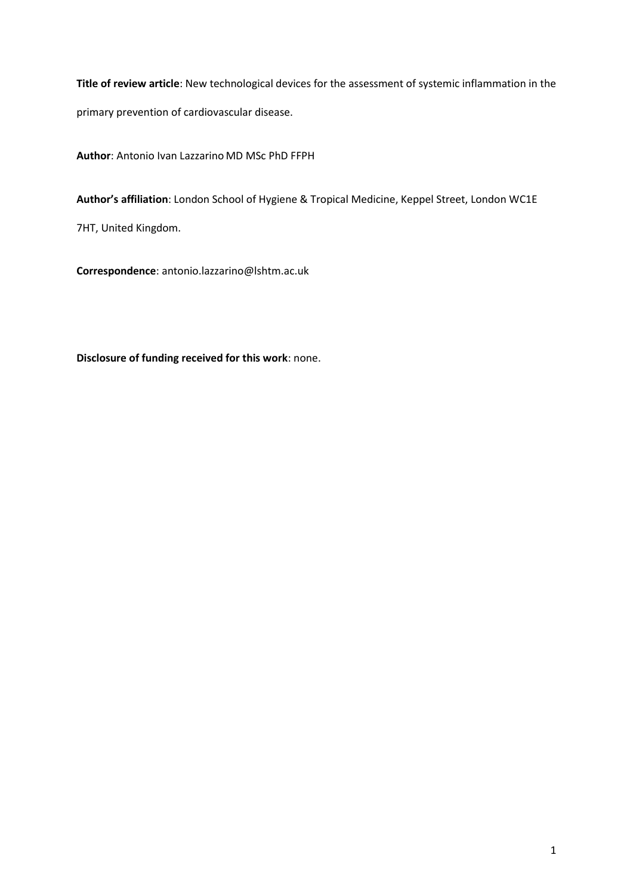**Title of review article**: New technological devices for the assessment of systemic inflammation in the primary prevention of cardiovascular disease.

**Author**: Antonio Ivan Lazzarino MD MSc PhD FFPH

**Author's affiliation**: London School of Hygiene & Tropical Medicine, Keppel Street, London WC1E 7HT, United Kingdom.

**Correspondence**: antonio.lazzarino@lshtm.ac.uk

**Disclosure of funding received for this work**: none.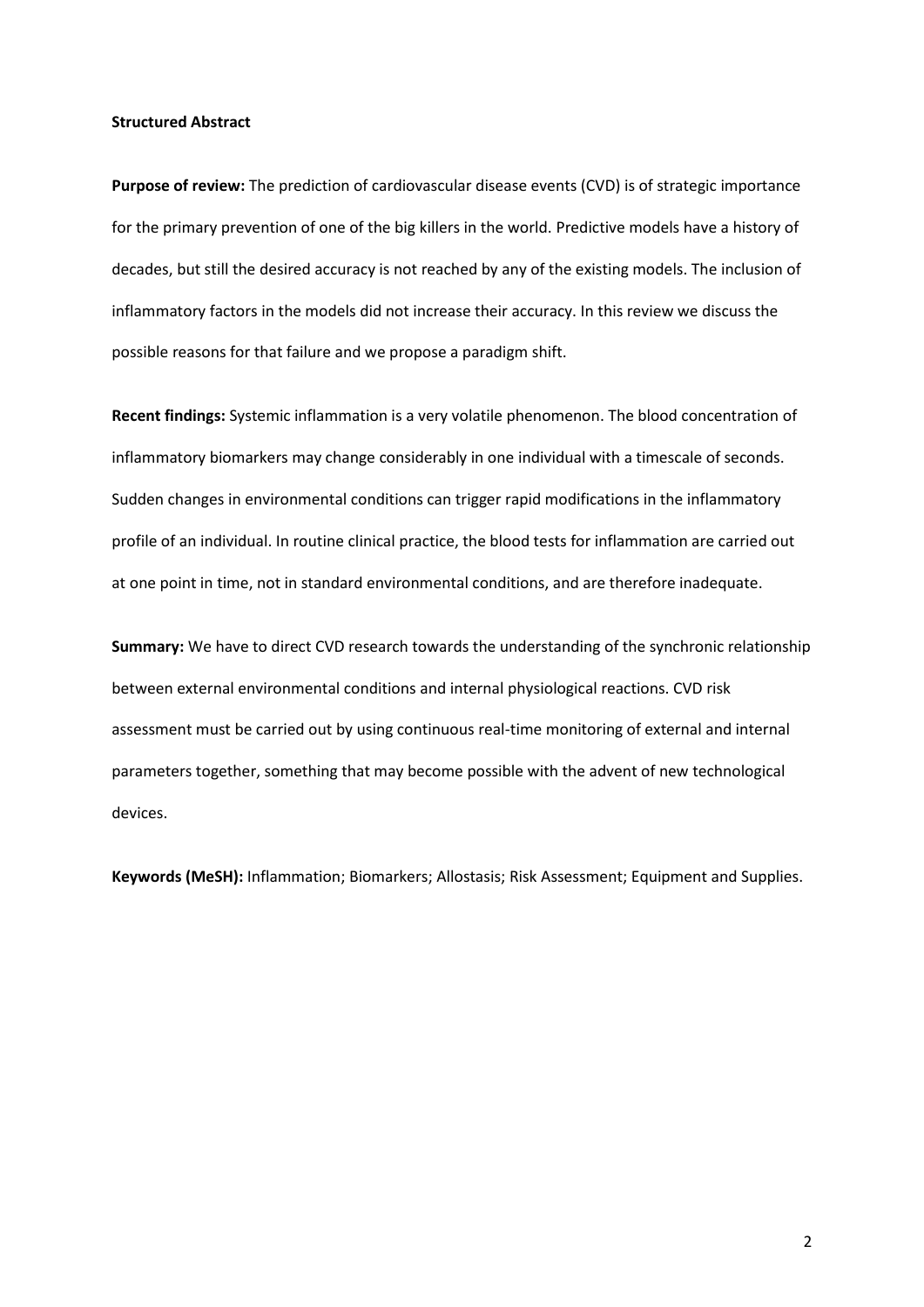**Structured Abstract**

**Purpose of review:** The prediction of cardiovascular disease events (CVD) is of strategic importance for the primary prevention of one of the big killers in the world. Predictive models have a history of decades, but still the desired accuracy is not reached by any of the existing models. The inclusion of inflammatory factors in the models did not increase their accuracy. In this review we discuss the possible reasons for that failure and we propose a paradigm shift.

**Recent findings:** Systemic inflammation is a very volatile phenomenon. The blood concentration of inflammatory biomarkers may change considerably in one individual with a timescale of seconds. Sudden changes in environmental conditions can trigger rapid modifications in the inflammatory profile of an individual. In routine clinical practice, the blood tests for inflammation are carried out at one point in time, not in standard environmental conditions, and are therefore inadequate.

**Summary:** We have to direct CVD research towards the understanding of the synchronic relationship between external environmental conditions and internal physiological reactions. CVD risk assessment must be carried out by using continuous real-time monitoring of external and internal parameters together, something that may become possible with the advent of new technological devices.

**Keywords (MeSH):** Inflammation; Biomarkers; Allostasis; Risk Assessment; Equipment and Supplies.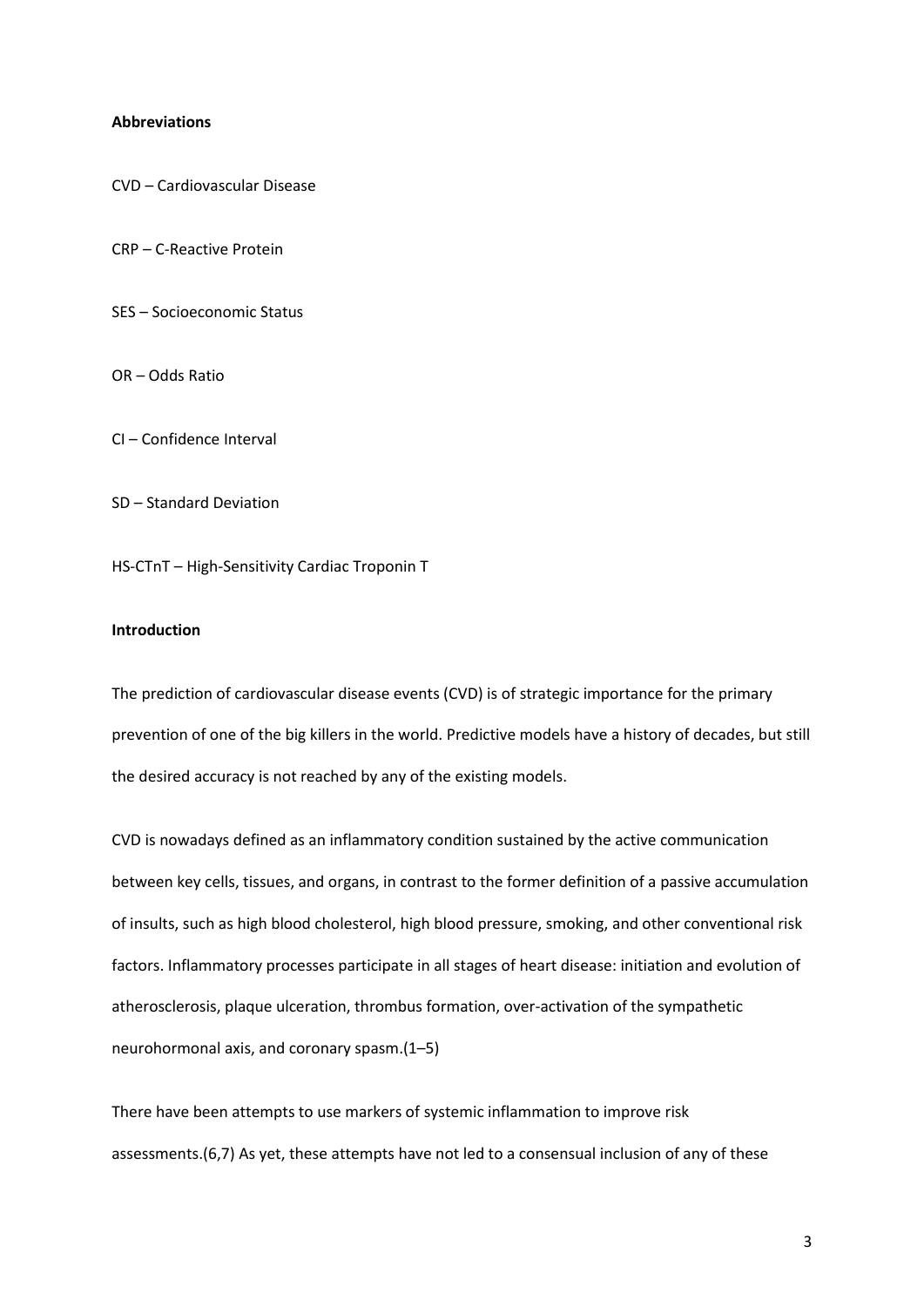**Abbreviations**

CVD – Cardiovascular Disease

CRP – C-Reactive Protein

SES – Socioeconomic Status

OR – Odds Ratio

CI – Confidence Interval

SD – Standard Deviation

HS-CTnT – High-Sensitivity Cardiac Troponin T

**Introduction**

The prediction of cardiovascular disease events (CVD) is of strategic importance for the primary prevention of one of the big killers in the world. Predictive models have a history of decades, but still the desired accuracy is not reached by any of the existing models.

CVD is nowadays defined as an inflammatory condition sustained by the active communication between key cells, tissues, and organs, in contrast to the former definition of a passive accumulation of insults, such as high blood cholesterol, high blood pressure, smoking, and other conventional risk factors. Inflammatory processes participate in all stages of heart disease: initiation and evolution of atherosclerosis, plaque ulceration, thrombus formation, over-activation of the sympathetic neurohormonal axis, and coronary spasm.(1–5)

There have been attempts to use markers of systemic inflammation to improve risk assessments.(6,7) As yet, these attempts have not led to a consensual inclusion of any of these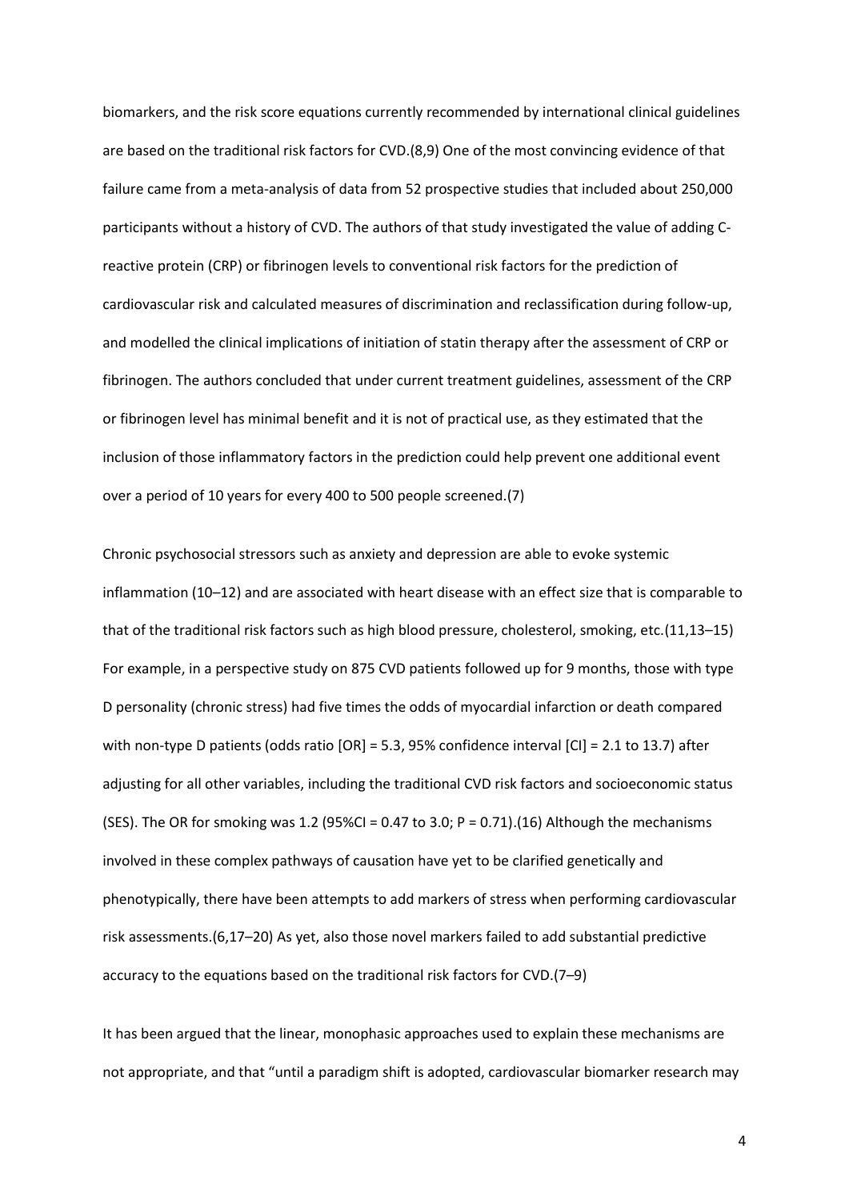biomarkers, and the risk score equations currently recommended by international clinical guidelines are based on the traditional risk factors for CVD.(8,9) One of the most convincing evidence of that failure came from a meta-analysis of data from 52 prospective studies that included about 250,000 participants without a history of CVD. The authors of that study investigated the value of adding C-reactive protein (CRP) or fibrinogen levels to conventional risk factors for the prediction of cardiovascular risk and calculated measures of discrimination and reclassification during follow-up, and modelled the clinical implications of initiation of statin therapy after the assessment of CRP or fibrinogen. The authors concluded that under current treatment guidelines, assessment of the CRP or fibrinogen level has minimal benefit and it is not of practical use, as they estimated that the inclusion of those inflammatory factors in the prediction could help prevent one additional event over a period of 10 years for every 400 to 500 people screened.(7)

Chronic psychosocial stressors such as anxiety and depression are able to evoke systemic inflammation (10–12) and are associated with heart disease with an effect size that is comparable to that of the traditional risk factors such as high blood pressure, cholesterol, smoking, etc.(11,13–15) For example, in a perspective study on 875 CVD patients followed up for 9 months, those with type D personality (chronic stress) had five times the odds of myocardial infarction or death compared with non-type D patients (odds ratio [OR] = 5.3, 95% confidence interval [CI] = 2.1 to 13.7) after adjusting for all other variables, including the traditional CVD risk factors and socioeconomic status (SES). The OR for smoking was 1.2 (95%CI = 0.47 to 3.0; $P = 0.71$).(16) Although the mechanisms involved in these complex pathways of causation have yet to be clarified genetically and phenotypically, there have been attempts to add markers of stress when performing cardiovascular risk assessments.(6,17–20) As yet, also those novel markers failed to add substantial predictive accuracy to the equations based on the traditional risk factors for CVD.(7–9)

It has been argued that the linear, monophasic approaches used to explain these mechanisms are not appropriate, and that "until a paradigm shift is adopted, cardiovascular biomarker research may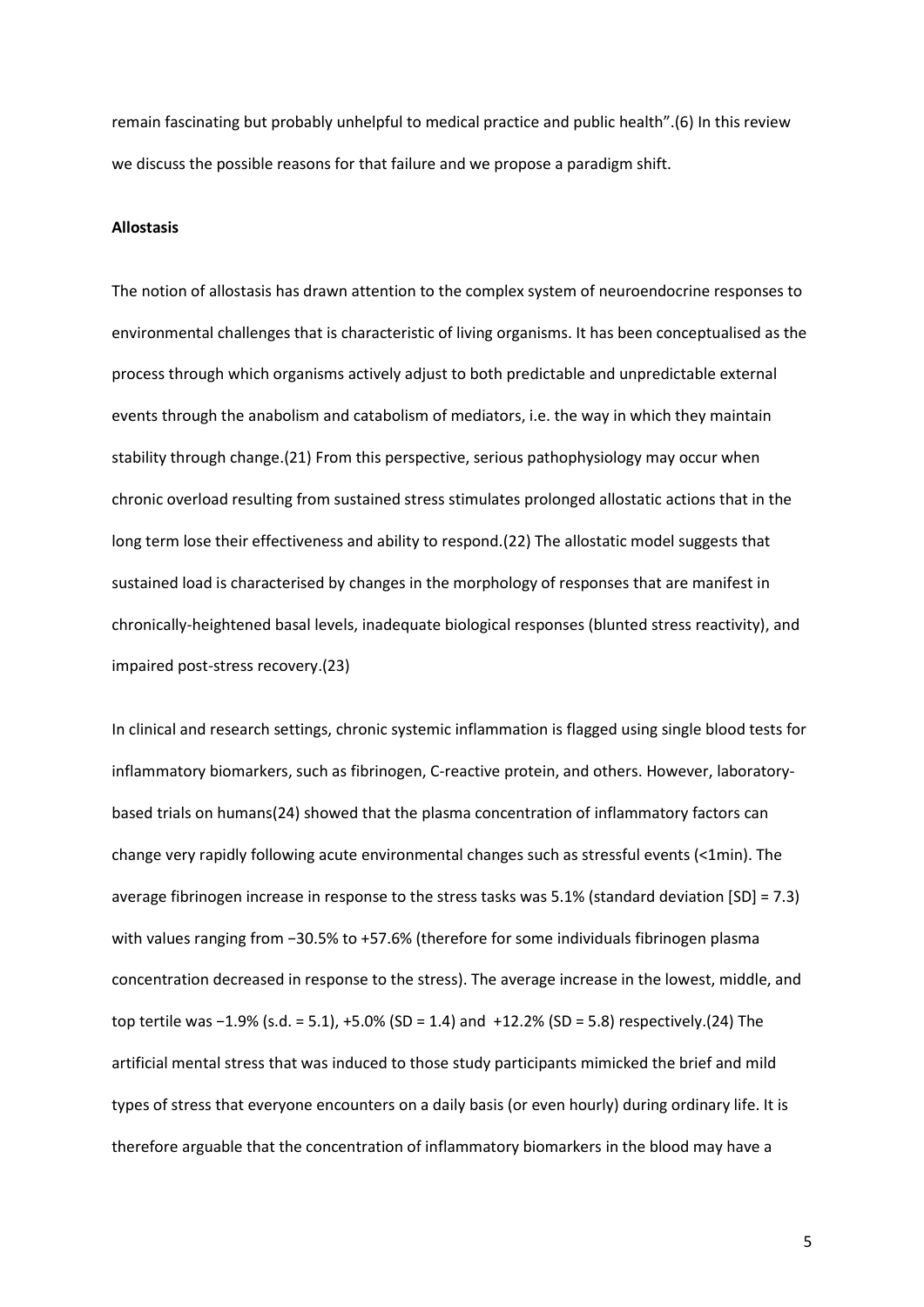remain fascinating but probably unhelpful to medical practice and public health".(6) In this review we discuss the possible reasons for that failure and we propose a paradigm shift.

**Allostasis**

The notion of allostasis has drawn attention to the complex system of neuroendocrine responses to environmental challenges that is characteristic of living organisms. It has been conceptualised as the process through which organisms actively adjust to both predictable and unpredictable external events through the anabolism and catabolism of mediators, i.e. the way in which they maintain stability through change.(21) From this perspective, serious pathophysiology may occur when chronic overload resulting from sustained stress stimulates prolonged allostatic actions that in the long term lose their effectiveness and ability to respond.(22) The allostatic model suggests that sustained load is characterised by changes in the morphology of responses that are manifest in chronically-heightened basal levels, inadequate biological responses (blunted stress reactivity), and impaired post-stress recovery.(23)

In clinical and research settings, chronic systemic inflammation is flagged using single blood tests for inflammatory biomarkers, such as fibrinogen, C-reactive protein, and others. However, laboratory-based trials on humans(24) showed that the plasma concentration of inflammatory factors can change very rapidly following acute environmental changes such as stressful events (<1min). The average fibrinogen increase in response to the stress tasks was 5.1% (standard deviation [SD] = 7.3) with values ranging from −30.5% to +57.6% (therefore for some individuals fibrinogen plasma concentration decreased in response to the stress). The average increase in the lowest, middle, and top tertile was −1.9% (s.d. = 5.1), +5.0% (SD = 1.4) and +12.2% (SD = 5.8) respectively.(24) The artificial mental stress that was induced to those study participants mimicked the brief and mild types of stress that everyone encounters on a daily basis (or even hourly) during ordinary life. It is therefore arguable that the concentration of inflammatory biomarkers in the blood may have a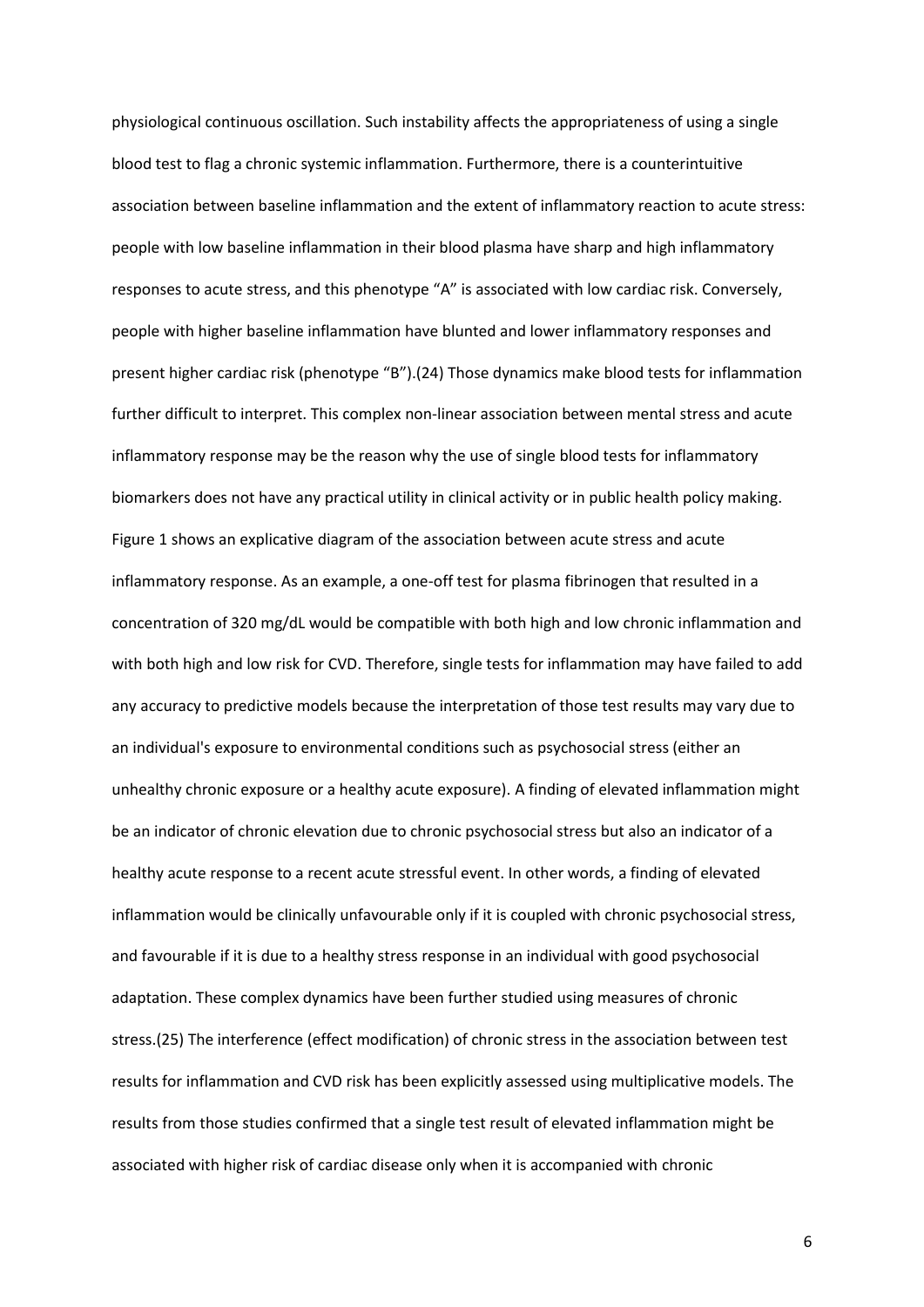physiological continuous oscillation. Such instability affects the appropriateness of using a single blood test to flag a chronic systemic inflammation. Furthermore, there is a counterintuitive association between baseline inflammation and the extent of inflammatory reaction to acute stress: people with low baseline inflammation in their blood plasma have sharp and high inflammatory responses to acute stress, and this phenotype "A" is associated with low cardiac risk. Conversely, people with higher baseline inflammation have blunted and lower inflammatory responses and present higher cardiac risk (phenotype "B").(24) Those dynamics make blood tests for inflammation further difficult to interpret. This complex non-linear association between mental stress and acute inflammatory response may be the reason why the use of single blood tests for inflammatory biomarkers does not have any practical utility in clinical activity or in public health policy making. Figure 1 shows an explicative diagram of the association between acute stress and acute inflammatory response. As an example, a one-off test for plasma fibrinogen that resulted in a concentration of 320 mg/dL would be compatible with both high and low chronic inflammation and with both high and low risk for CVD. Therefore, single tests for inflammation may have failed to add any accuracy to predictive models because the interpretation of those test results may vary due to an individual's exposure to environmental conditions such as psychosocial stress (either an unhealthy chronic exposure or a healthy acute exposure). A finding of elevated inflammation might be an indicator of chronic elevation due to chronic psychosocial stress but also an indicator of a healthy acute response to a recent acute stressful event. In other words, a finding of elevated inflammation would be clinically unfavourable only if it is coupled with chronic psychosocial stress, and favourable if it is due to a healthy stress response in an individual with good psychosocial adaptation. These complex dynamics have been further studied using measures of chronic stress.(25) The interference (effect modification) of chronic stress in the association between test results for inflammation and CVD risk has been explicitly assessed using multiplicative models. The results from those studies confirmed that a single test result of elevated inflammation might be associated with higher risk of cardiac disease only when it is accompanied with chronic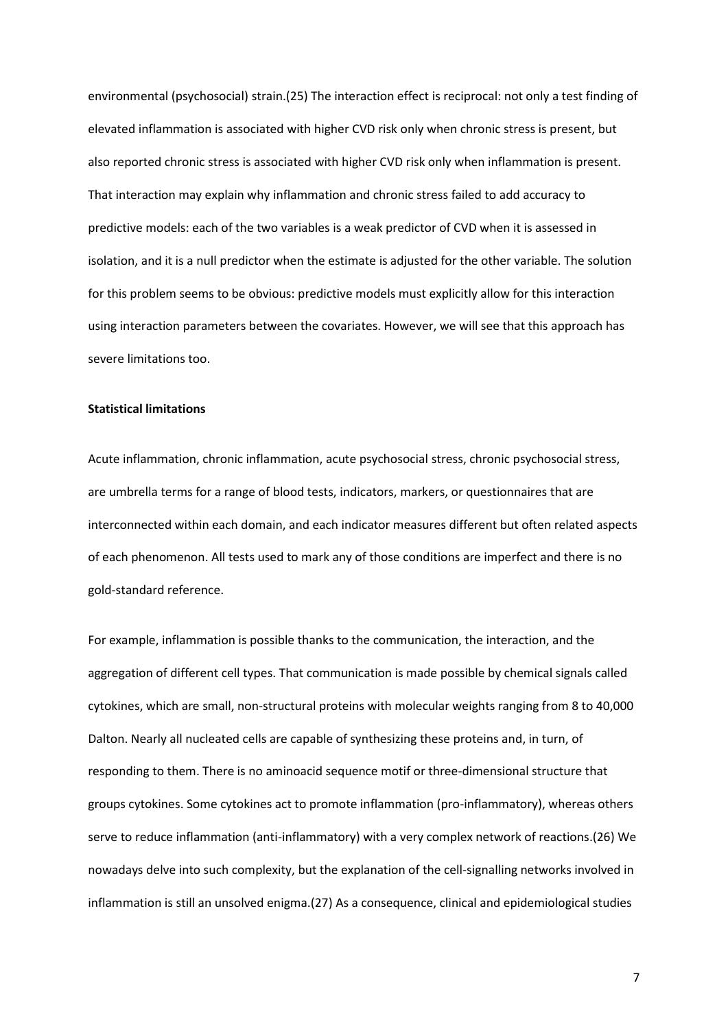environmental (psychosocial) strain.(25) The interaction effect is reciprocal: not only a test finding of elevated inflammation is associated with higher CVD risk only when chronic stress is present, but also reported chronic stress is associated with higher CVD risk only when inflammation is present. That interaction may explain why inflammation and chronic stress failed to add accuracy to predictive models: each of the two variables is a weak predictor of CVD when it is assessed in isolation, and it is a null predictor when the estimate is adjusted for the other variable. The solution for this problem seems to be obvious: predictive models must explicitly allow for this interaction using interaction parameters between the covariates. However, we will see that this approach has severe limitations too.

**Statistical limitations**

Acute inflammation, chronic inflammation, acute psychosocial stress, chronic psychosocial stress, are umbrella terms for a range of blood tests, indicators, markers, or questionnaires that are interconnected within each domain, and each indicator measures different but often related aspects of each phenomenon. All tests used to mark any of those conditions are imperfect and there is no gold-standard reference.

For example, inflammation is possible thanks to the communication, the interaction, and the aggregation of different cell types. That communication is made possible by chemical signals called cytokines, which are small, non-structural proteins with molecular weights ranging from 8 to 40,000 Dalton. Nearly all nucleated cells are capable of synthesizing these proteins and, in turn, of responding to them. There is no aminoacid sequence motif or three-dimensional structure that groups cytokines. Some cytokines act to promote inflammation (pro-inflammatory), whereas others serve to reduce inflammation (anti-inflammatory) with a very complex network of reactions.(26) We nowadays delve into such complexity, but the explanation of the cell-signalling networks involved in inflammation is still an unsolved enigma.(27) As a consequence, clinical and epidemiological studies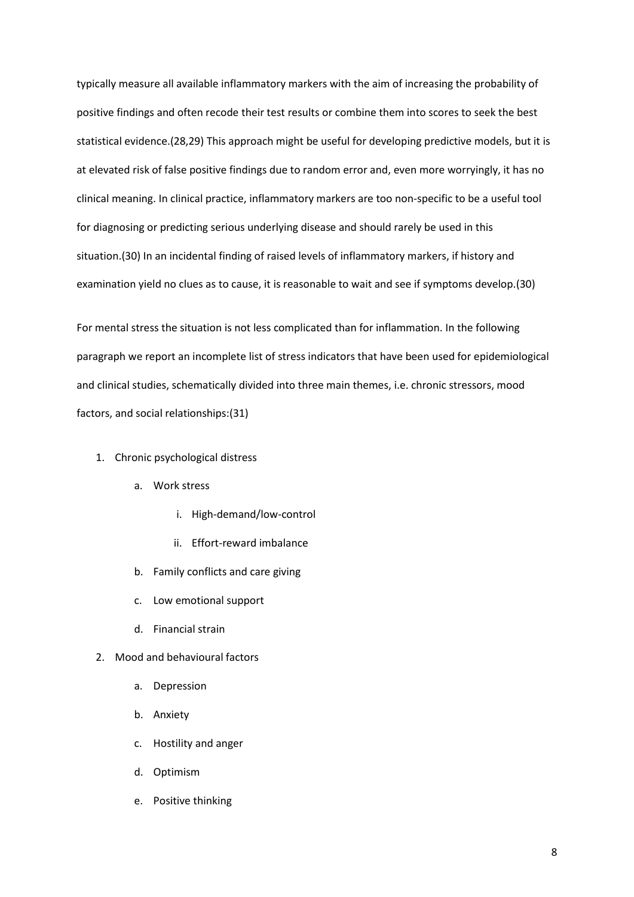typically measure all available inflammatory markers with the aim of increasing the probability of positive findings and often recode their test results or combine them into scores to seek the best statistical evidence.(28,29) This approach might be useful for developing predictive models, but it is at elevated risk of false positive findings due to random error and, even more worryingly, it has no clinical meaning. In clinical practice, inflammatory markers are too non-specific to be a useful tool for diagnosing or predicting serious underlying disease and should rarely be used in this situation.(30) In an incidental finding of raised levels of inflammatory markers, if history and examination yield no clues as to cause, it is reasonable to wait and see if symptoms develop.(30)

For mental stress the situation is not less complicated than for inflammation. In the following paragraph we report an incomplete list of stress indicators that have been used for epidemiological and clinical studies, schematically divided into three main themes, i.e. chronic stressors, mood factors, and social relationships:(31)

1. Chronic psychological distress
   a. Work stress
      i. High-demand/low-control
      ii. Effort-reward imbalance
   b. Family conflicts and care giving
   c. Low emotional support
   d. Financial strain
2. Mood and behavioural factors
   a. Depression
   b. Anxiety
   c. Hostility and anger
   d. Optimism
   e. Positive thinking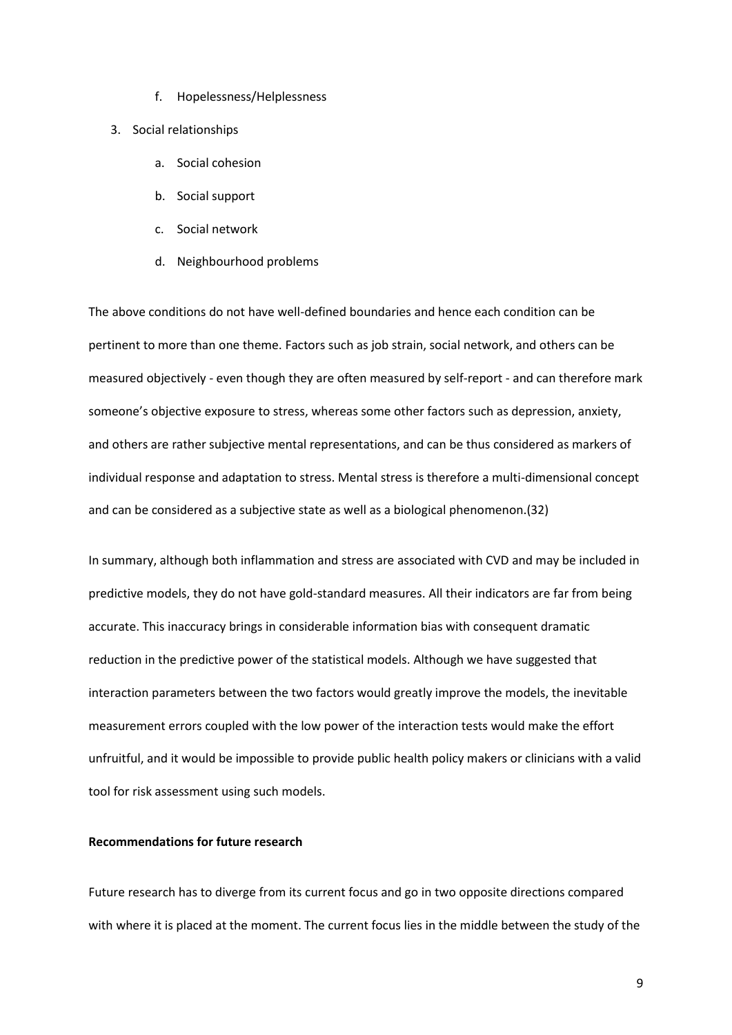f. Hopelessness/Helplessness

3. Social relationships
    a. Social cohesion
    b. Social support
    c. Social network
    d. Neighbourhood problems

The above conditions do not have well-defined boundaries and hence each condition can be pertinent to more than one theme. Factors such as job strain, social network, and others can be measured objectively - even though they are often measured by self-report - and can therefore mark someone's objective exposure to stress, whereas some other factors such as depression, anxiety, and others are rather subjective mental representations, and can be thus considered as markers of individual response and adaptation to stress. Mental stress is therefore a multi-dimensional concept and can be considered as a subjective state as well as a biological phenomenon.(32)

In summary, although both inflammation and stress are associated with CVD and may be included in predictive models, they do not have gold-standard measures. All their indicators are far from being accurate. This inaccuracy brings in considerable information bias with consequent dramatic reduction in the predictive power of the statistical models. Although we have suggested that interaction parameters between the two factors would greatly improve the models, the inevitable measurement errors coupled with the low power of the interaction tests would make the effort unfruitful, and it would be impossible to provide public health policy makers or clinicians with a valid tool for risk assessment using such models.

**Recommendations for future research**

Future research has to diverge from its current focus and go in two opposite directions compared with where it is placed at the moment. The current focus lies in the middle between the study of the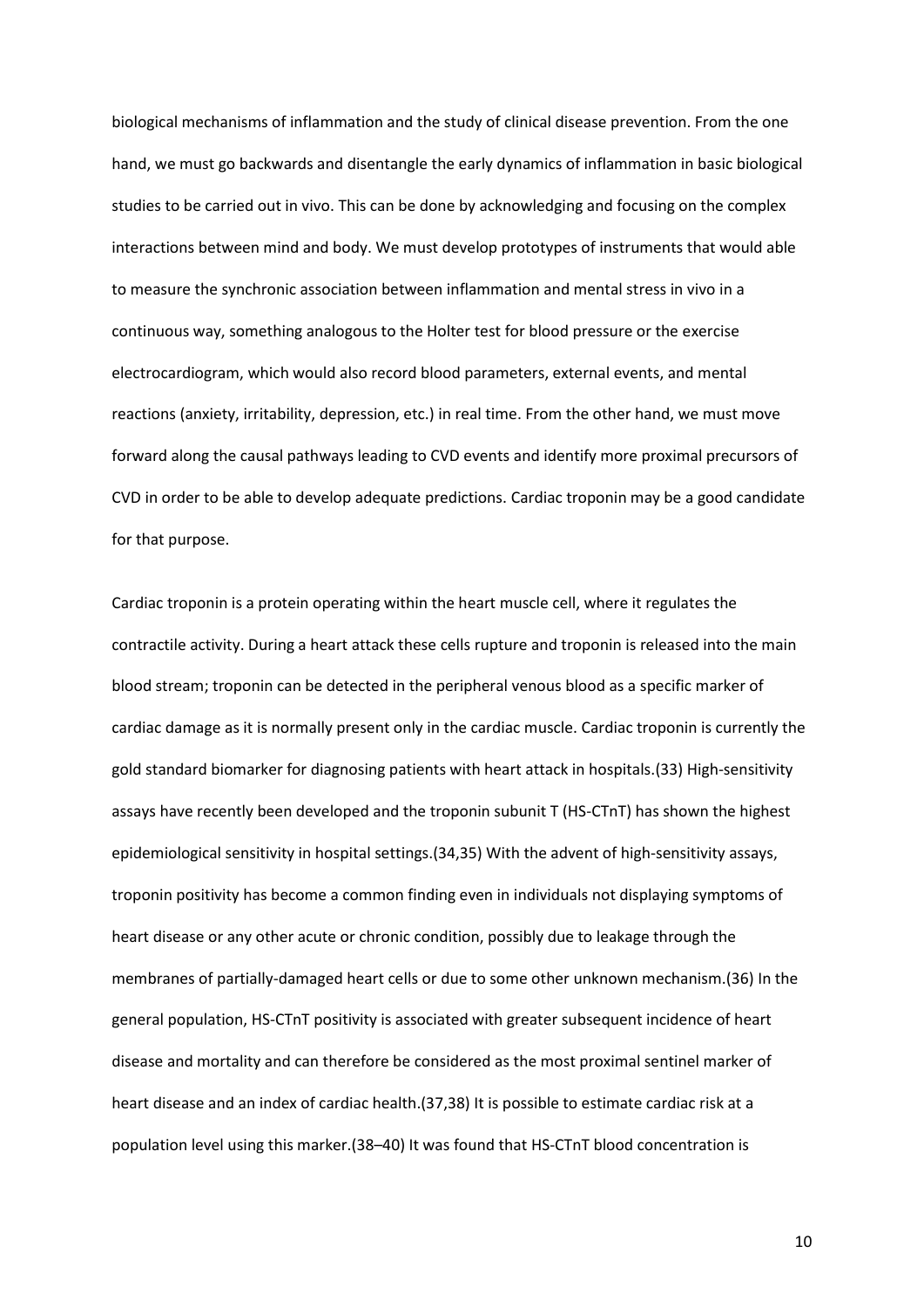biological mechanisms of inflammation and the study of clinical disease prevention. From the one hand, we must go backwards and disentangle the early dynamics of inflammation in basic biological studies to be carried out in vivo. This can be done by acknowledging and focusing on the complex interactions between mind and body. We must develop prototypes of instruments that would able to measure the synchronic association between inflammation and mental stress in vivo in a continuous way, something analogous to the Holter test for blood pressure or the exercise electrocardiogram, which would also record blood parameters, external events, and mental reactions (anxiety, irritability, depression, etc.) in real time. From the other hand, we must move forward along the causal pathways leading to CVD events and identify more proximal precursors of CVD in order to be able to develop adequate predictions. Cardiac troponin may be a good candidate for that purpose.

Cardiac troponin is a protein operating within the heart muscle cell, where it regulates the contractile activity. During a heart attack these cells rupture and troponin is released into the main blood stream; troponin can be detected in the peripheral venous blood as a specific marker of cardiac damage as it is normally present only in the cardiac muscle. Cardiac troponin is currently the gold standard biomarker for diagnosing patients with heart attack in hospitals.(33) High-sensitivity assays have recently been developed and the troponin subunit T (HS-CTnT) has shown the highest epidemiological sensitivity in hospital settings.(34,35) With the advent of high-sensitivity assays, troponin positivity has become a common finding even in individuals not displaying symptoms of heart disease or any other acute or chronic condition, possibly due to leakage through the membranes of partially-damaged heart cells or due to some other unknown mechanism.(36) In the general population, HS-CTnT positivity is associated with greater subsequent incidence of heart disease and mortality and can therefore be considered as the most proximal sentinel marker of heart disease and an index of cardiac health.(37,38) It is possible to estimate cardiac risk at a population level using this marker.(38–40) It was found that HS-CTnT blood concentration is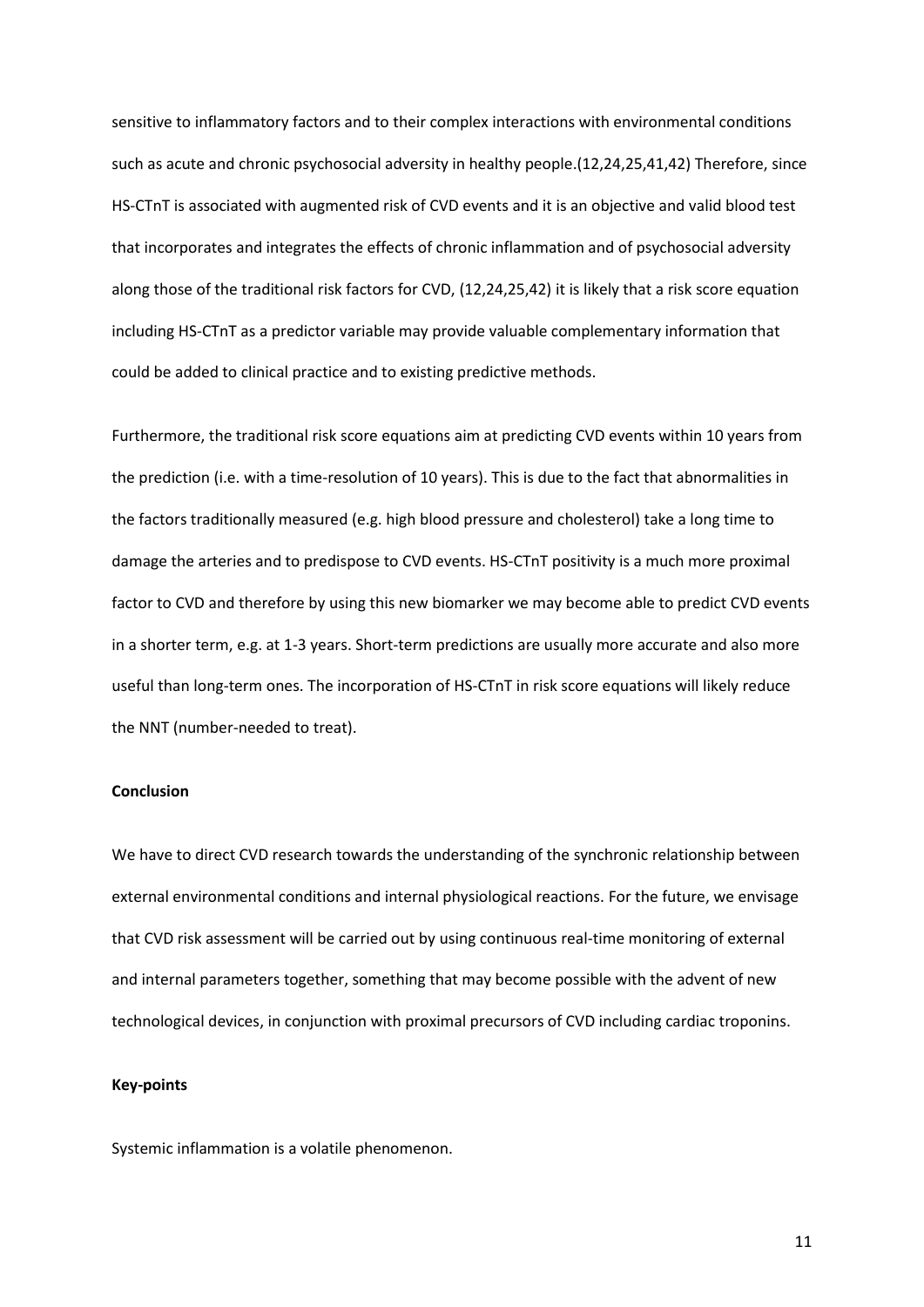sensitive to inflammatory factors and to their complex interactions with environmental conditions such as acute and chronic psychosocial adversity in healthy people.(12,24,25,41,42) Therefore, since HS-CTnT is associated with augmented risk of CVD events and it is an objective and valid blood test that incorporates and integrates the effects of chronic inflammation and of psychosocial adversity along those of the traditional risk factors for CVD, (12,24,25,42) it is likely that a risk score equation including HS-CTnT as a predictor variable may provide valuable complementary information that could be added to clinical practice and to existing predictive methods.

Furthermore, the traditional risk score equations aim at predicting CVD events within 10 years from the prediction (i.e. with a time-resolution of 10 years). This is due to the fact that abnormalities in the factors traditionally measured (e.g. high blood pressure and cholesterol) take a long time to damage the arteries and to predispose to CVD events. HS-CTnT positivity is a much more proximal factor to CVD and therefore by using this new biomarker we may become able to predict CVD events in a shorter term, e.g. at 1-3 years. Short-term predictions are usually more accurate and also more useful than long-term ones. The incorporation of HS-CTnT in risk score equations will likely reduce the NNT (number-needed to treat).

**Conclusion**

We have to direct CVD research towards the understanding of the synchronic relationship between external environmental conditions and internal physiological reactions. For the future, we envisage that CVD risk assessment will be carried out by using continuous real-time monitoring of external and internal parameters together, something that may become possible with the advent of new technological devices, in conjunction with proximal precursors of CVD including cardiac troponins.

**Key-points**

Systemic inflammation is a volatile phenomenon.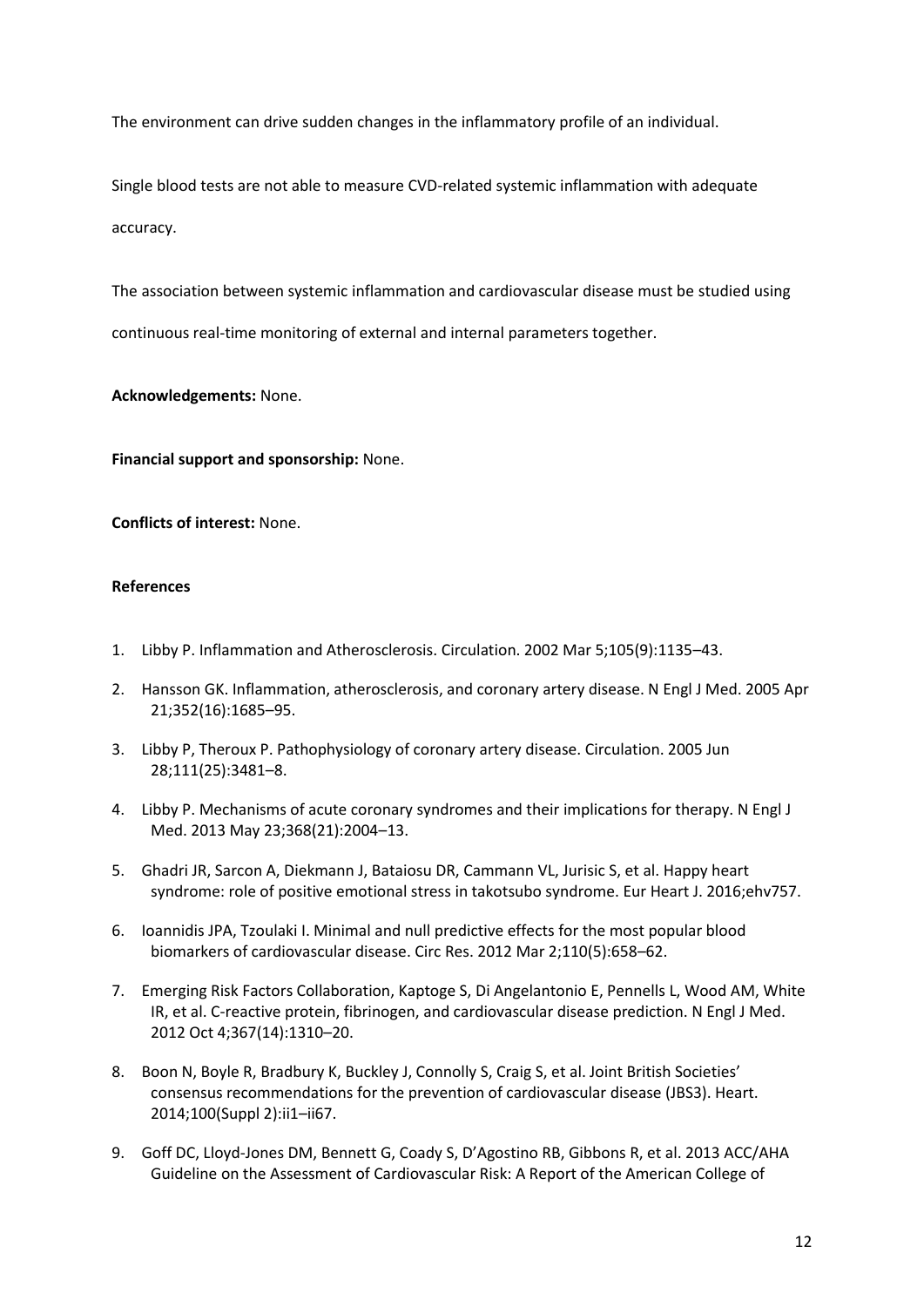The environment can drive sudden changes in the inflammatory profile of an individual.

Single blood tests are not able to measure CVD-related systemic inflammation with adequate accuracy.

The association between systemic inflammation and cardiovascular disease must be studied using continuous real-time monitoring of external and internal parameters together.

**Acknowledgements:** None.

**Financial support and sponsorship:** None.

**Conflicts of interest:** None.

**References**

1. Libby P. Inflammation and Atherosclerosis. Circulation. 2002 Mar 5;105(9):1135–43.
2. Hansson GK. Inflammation, atherosclerosis, and coronary artery disease. N Engl J Med. 2005 Apr 21;352(16):1685–95.
3. Libby P, Theroux P. Pathophysiology of coronary artery disease. Circulation. 2005 Jun 28;111(25):3481–8.
4. Libby P. Mechanisms of acute coronary syndromes and their implications for therapy. N Engl J Med. 2013 May 23;368(21):2004–13.
5. Ghadri JR, Sarcon A, Diekmann J, Bataiosu DR, Cammann VL, Jurisic S, et al. Happy heart syndrome: role of positive emotional stress in takotsubo syndrome. Eur Heart J. 2016;ehv757.
6. Ioannidis JPA, Tzoulaki I. Minimal and null predictive effects for the most popular blood biomarkers of cardiovascular disease. Circ Res. 2012 Mar 2;110(5):658–62.
7. Emerging Risk Factors Collaboration, Kaptoge S, Di Angelantonio E, Pennells L, Wood AM, White IR, et al. C-reactive protein, fibrinogen, and cardiovascular disease prediction. N Engl J Med. 2012 Oct 4;367(14):1310–20.
8. Boon N, Boyle R, Bradbury K, Buckley J, Connolly S, Craig S, et al. Joint British Societies' consensus recommendations for the prevention of cardiovascular disease (JBS3). Heart. 2014;100(Suppl 2):ii1–ii67.
9. Goff DC, Lloyd-Jones DM, Bennett G, Coady S, D'Agostino RB, Gibbons R, et al. 2013 ACC/AHA Guideline on the Assessment of Cardiovascular Risk: A Report of the American College of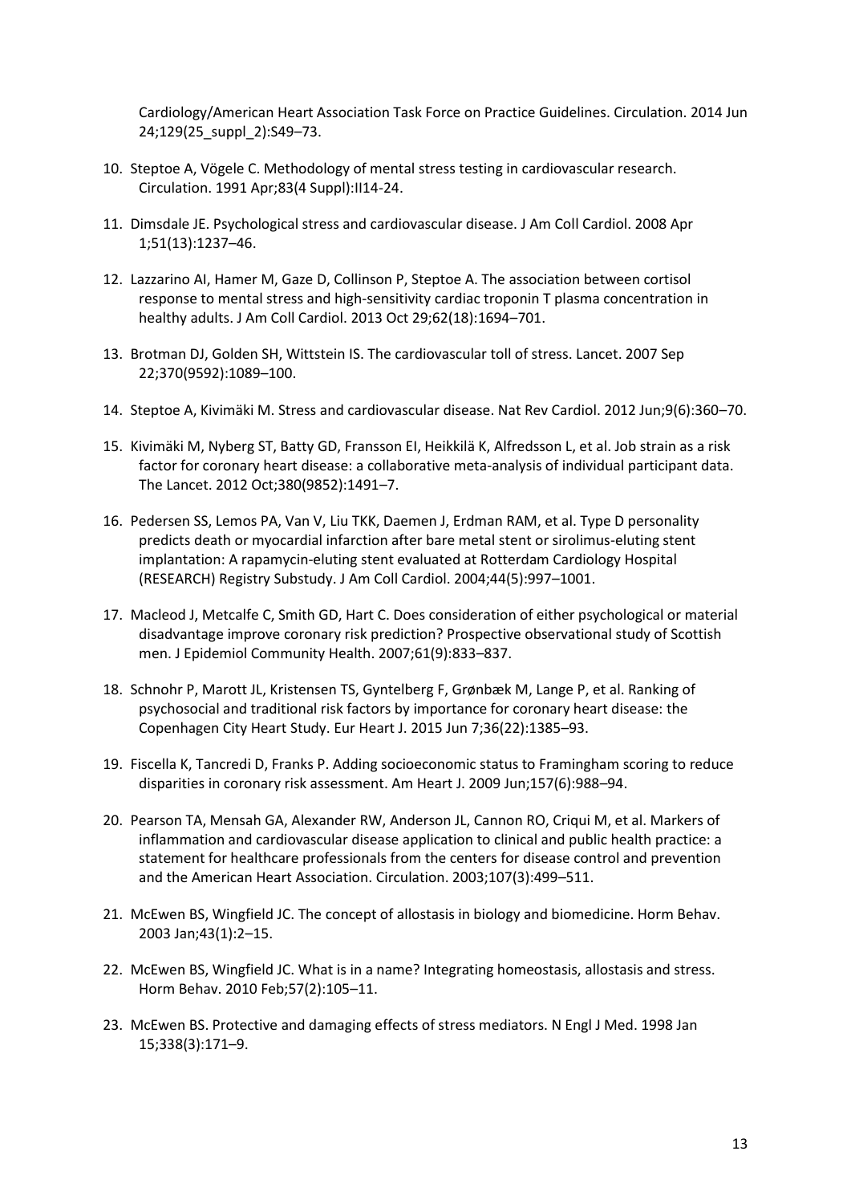Cardiology/American Heart Association Task Force on Practice Guidelines. Circulation. 2014 Jun 24;129(25_suppl_2):S49–73.

10. Steptoe A, Vögele C. Methodology of mental stress testing in cardiovascular research. Circulation. 1991 Apr;83(4 Suppl):II14-24.

11. Dimsdale JE. Psychological stress and cardiovascular disease. J Am Coll Cardiol. 2008 Apr 1;51(13):1237–46.

12. Lazzarino AI, Hamer M, Gaze D, Collinson P, Steptoe A. The association between cortisol response to mental stress and high-sensitivity cardiac troponin T plasma concentration in healthy adults. J Am Coll Cardiol. 2013 Oct 29;62(18):1694–701.

13. Brotman DJ, Golden SH, Wittstein IS. The cardiovascular toll of stress. Lancet. 2007 Sep 22;370(9592):1089–100.

14. Steptoe A, Kivimäki M. Stress and cardiovascular disease. Nat Rev Cardiol. 2012 Jun;9(6):360–70.

15. Kivimäki M, Nyberg ST, Batty GD, Fransson EI, Heikkilä K, Alfredsson L, et al. Job strain as a risk factor for coronary heart disease: a collaborative meta-analysis of individual participant data. The Lancet. 2012 Oct;380(9852):1491–7.

16. Pedersen SS, Lemos PA, Van V, Liu TKK, Daemen J, Erdman RAM, et al. Type D personality predicts death or myocardial infarction after bare metal stent or sirolimus-eluting stent implantation: A rapamycin-eluting stent evaluated at Rotterdam Cardiology Hospital (RESEARCH) Registry Substudy. J Am Coll Cardiol. 2004;44(5):997–1001.

17. Macleod J, Metcalfe C, Smith GD, Hart C. Does consideration of either psychological or material disadvantage improve coronary risk prediction? Prospective observational study of Scottish men. J Epidemiol Community Health. 2007;61(9):833–837.

18. Schnohr P, Marott JL, Kristensen TS, Gyntelberg F, Grønbæk M, Lange P, et al. Ranking of psychosocial and traditional risk factors by importance for coronary heart disease: the Copenhagen City Heart Study. Eur Heart J. 2015 Jun 7;36(22):1385–93.

19. Fiscella K, Tancredi D, Franks P. Adding socioeconomic status to Framingham scoring to reduce disparities in coronary risk assessment. Am Heart J. 2009 Jun;157(6):988–94.

20. Pearson TA, Mensah GA, Alexander RW, Anderson JL, Cannon RO, Criqui M, et al. Markers of inflammation and cardiovascular disease application to clinical and public health practice: a statement for healthcare professionals from the centers for disease control and prevention and the American Heart Association. Circulation. 2003;107(3):499–511.

21. McEwen BS, Wingfield JC. The concept of allostasis in biology and biomedicine. Horm Behav. 2003 Jan;43(1):2–15.

22. McEwen BS, Wingfield JC. What is in a name? Integrating homeostasis, allostasis and stress. Horm Behav. 2010 Feb;57(2):105–11.

23. McEwen BS. Protective and damaging effects of stress mediators. N Engl J Med. 1998 Jan 15;338(3):171–9.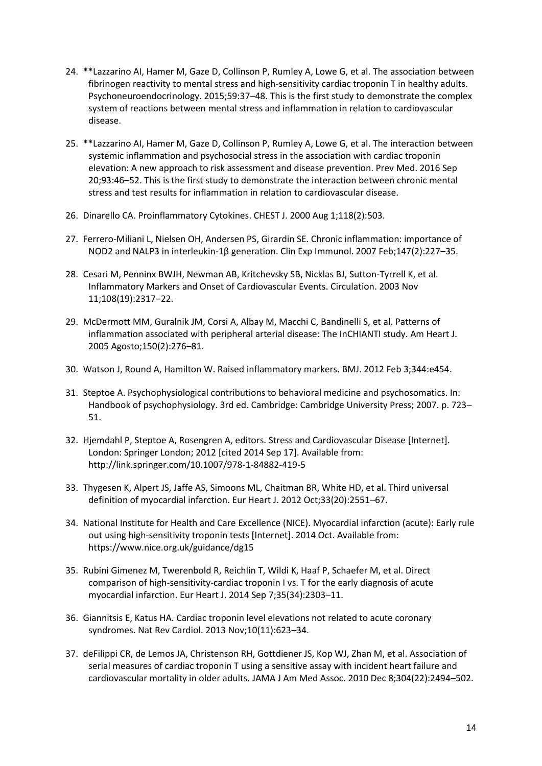24. **Lazzarino AI, Hamer M, Gaze D, Collinson P, Rumley A, Lowe G, et al. The association between fibrinogen reactivity to mental stress and high-sensitivity cardiac troponin T in healthy adults. Psychoneuroendocrinology. 2015;59:37–48. This is the first study to demonstrate the complex system of reactions between mental stress and inflammation in relation to cardiovascular disease.

25. **Lazzarino AI, Hamer M, Gaze D, Collinson P, Rumley A, Lowe G, et al. The interaction between systemic inflammation and psychosocial stress in the association with cardiac troponin elevation: A new approach to risk assessment and disease prevention. Prev Med. 2016 Sep 20;93:46–52. This is the first study to demonstrate the interaction between chronic mental stress and test results for inflammation in relation to cardiovascular disease.

26. Dinarello CA. Proinflammatory Cytokines. CHEST J. 2000 Aug 1;118(2):503.

27. Ferrero-Miliani L, Nielsen OH, Andersen PS, Girardin SE. Chronic inflammation: importance of NOD2 and NALP3 in interleukin-1β generation. Clin Exp Immunol. 2007 Feb;147(2):227–35.

28. Cesari M, Penninx BWJH, Newman AB, Kritchevsky SB, Nicklas BJ, Sutton-Tyrrell K, et al. Inflammatory Markers and Onset of Cardiovascular Events. Circulation. 2003 Nov 11;108(19):2317–22.

29. McDermott MM, Guralnik JM, Corsi A, Albay M, Macchi C, Bandinelli S, et al. Patterns of inflammation associated with peripheral arterial disease: The InCHIANTI study. Am Heart J. 2005 Agosto;150(2):276–81.

30. Watson J, Round A, Hamilton W. Raised inflammatory markers. BMJ. 2012 Feb 3;344:e454.

31. Steptoe A. Psychophysiological contributions to behavioral medicine and psychosomatics. In: Handbook of psychophysiology. 3rd ed. Cambridge: Cambridge University Press; 2007. p. 723–51.

32. Hjemdahl P, Steptoe A, Rosengren A, editors. Stress and Cardiovascular Disease [Internet]. London: Springer London; 2012 [cited 2014 Sep 17]. Available from: http://link.springer.com/10.1007/978-1-84882-419-5

33. Thygesen K, Alpert JS, Jaffe AS, Simoons ML, Chaitman BR, White HD, et al. Third universal definition of myocardial infarction. Eur Heart J. 2012 Oct;33(20):2551–67.

34. National Institute for Health and Care Excellence (NICE). Myocardial infarction (acute): Early rule out using high-sensitivity troponin tests [Internet]. 2014 Oct. Available from: https://www.nice.org.uk/guidance/dg15

35. Rubini Gimenez M, Twerenbold R, Reichlin T, Wildi K, Haaf P, Schaefer M, et al. Direct comparison of high-sensitivity-cardiac troponin I vs. T for the early diagnosis of acute myocardial infarction. Eur Heart J. 2014 Sep 7;35(34):2303–11.

36. Giannitsis E, Katus HA. Cardiac troponin level elevations not related to acute coronary syndromes. Nat Rev Cardiol. 2013 Nov;10(11):623–34.

37. deFilippi CR, de Lemos JA, Christenson RH, Gottdiener JS, Kop WJ, Zhan M, et al. Association of serial measures of cardiac troponin T using a sensitive assay with incident heart failure and cardiovascular mortality in older adults. JAMA J Am Med Assoc. 2010 Dec 8;304(22):2494–502.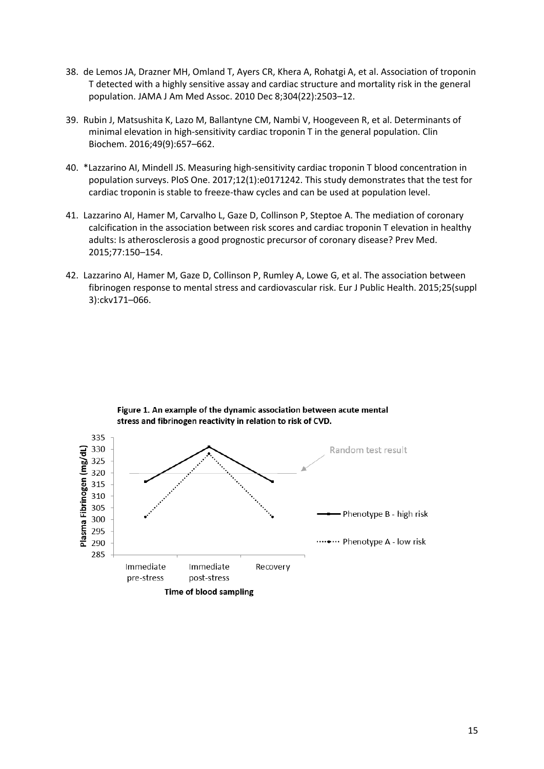38. de Lemos JA, Drazner MH, Omland T, Ayers CR, Khera A, Rohatgi A, et al. Association of troponin T detected with a highly sensitive assay and cardiac structure and mortality risk in the general population. JAMA J Am Med Assoc. 2010 Dec 8;304(22):2503–12.

39. Rubin J, Matsushita K, Lazo M, Ballantyne CM, Nambi V, Hoogeveen R, et al. Determinants of minimal elevation in high-sensitivity cardiac troponin T in the general population. Clin Biochem. 2016;49(9):657–662.

40. *Lazzarino AI, Mindell JS. Measuring high-sensitivity cardiac troponin T blood concentration in population surveys. PloS One. 2017;12(1):e0171242. This study demonstrates that the test for cardiac troponin is stable to freeze-thaw cycles and can be used at population level.

41. Lazzarino AI, Hamer M, Carvalho L, Gaze D, Collinson P, Steptoe A. The mediation of coronary calcification in the association between risk scores and cardiac troponin T elevation in healthy adults: Is atherosclerosis a good prognostic precursor of coronary disease? Prev Med. 2015;77:150–154.

42. Lazzarino AI, Hamer M, Gaze D, Collinson P, Rumley A, Lowe G, et al. The association between fibrinogen response to mental stress and cardiovascular risk. Eur J Public Health. 2015;25(suppl 3):ckv171–066.

**Figure 1. An example of the dynamic association between acute mental stress and fibrinogen reactivity in relation to risk of CVD.**

Plasma Fibrinogen (mg/dL)

335
330
325
320
315
310
305
300
295
290
285

Immediate pre-stress

Immediate post-stress

Recovery

Time of blood sampling

Random test result

Phenotype B - high risk

Phenotype A - low risk